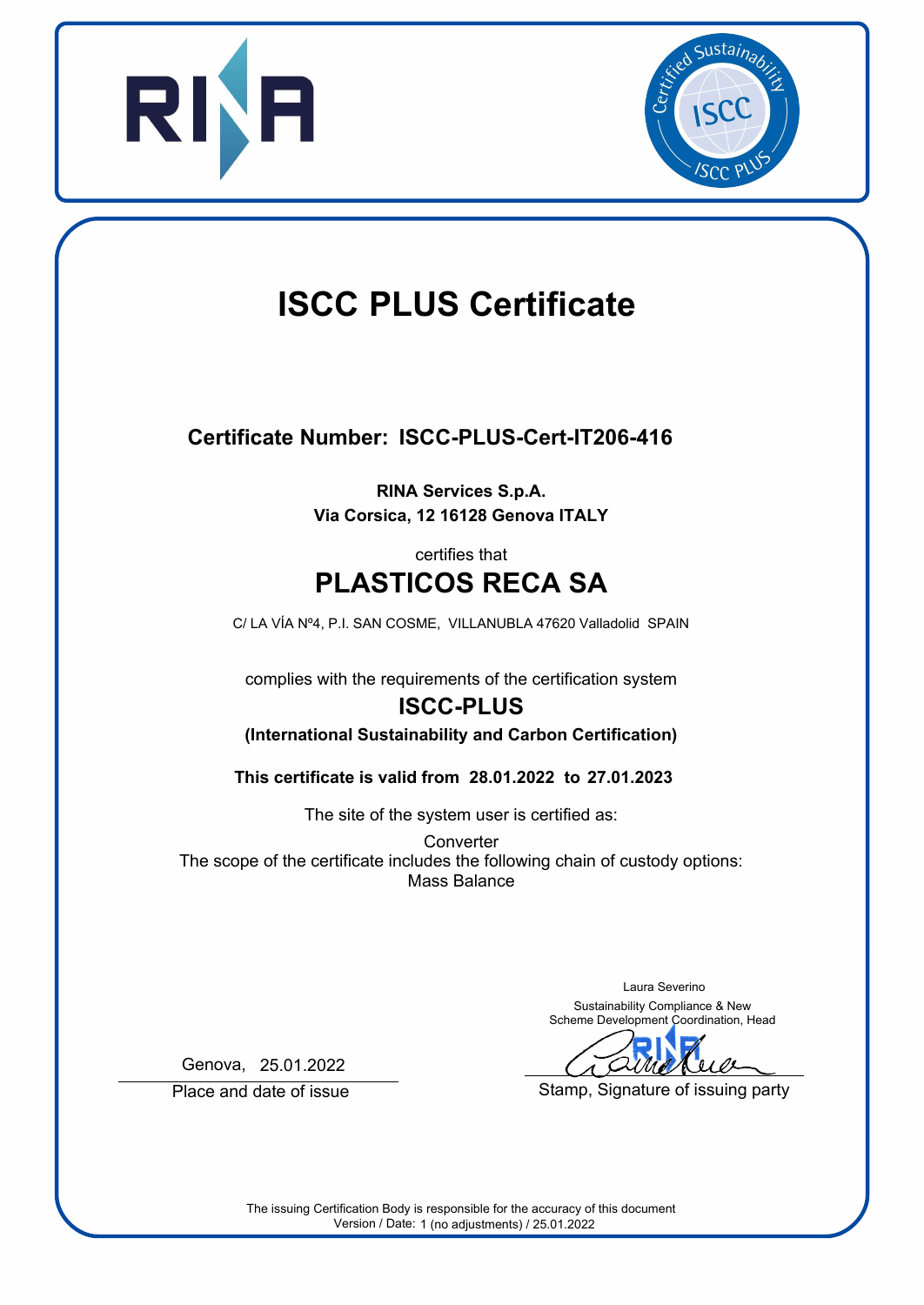# ISCC PLUS Certificate

**Certificate Number: ISCC-PLUS-Cert-IT206-416**

**RINA Services S.p.A.**
**Via Corsica, 12 16128 Genova ITALY**

certifies that

## PLASTICOS RECA SA

C/ LA VÍA Nº4, P.I. SAN COSME, VILLANUBLA 47620 Valladolid SPAIN

complies with the requirements of the certification system

**ISCC-PLUS**

**(International Sustainability and Carbon Certification)**

**This certificate is valid from 28.01.2022 to 27.01.2023**

The site of the system user is certified as:

Converter

The scope of the certificate includes the following chain of custody options:

Mass Balance

Genova, 25.01.2022

Place and date of issue

Laura Severino
Sustainability Compliance & New Scheme Development Coordination, Head

Stamp, Signature of issuing party

The issuing Certification Body is responsible for the accuracy of this document
Version / Date: 1 (no adjustments) / 25.01.2022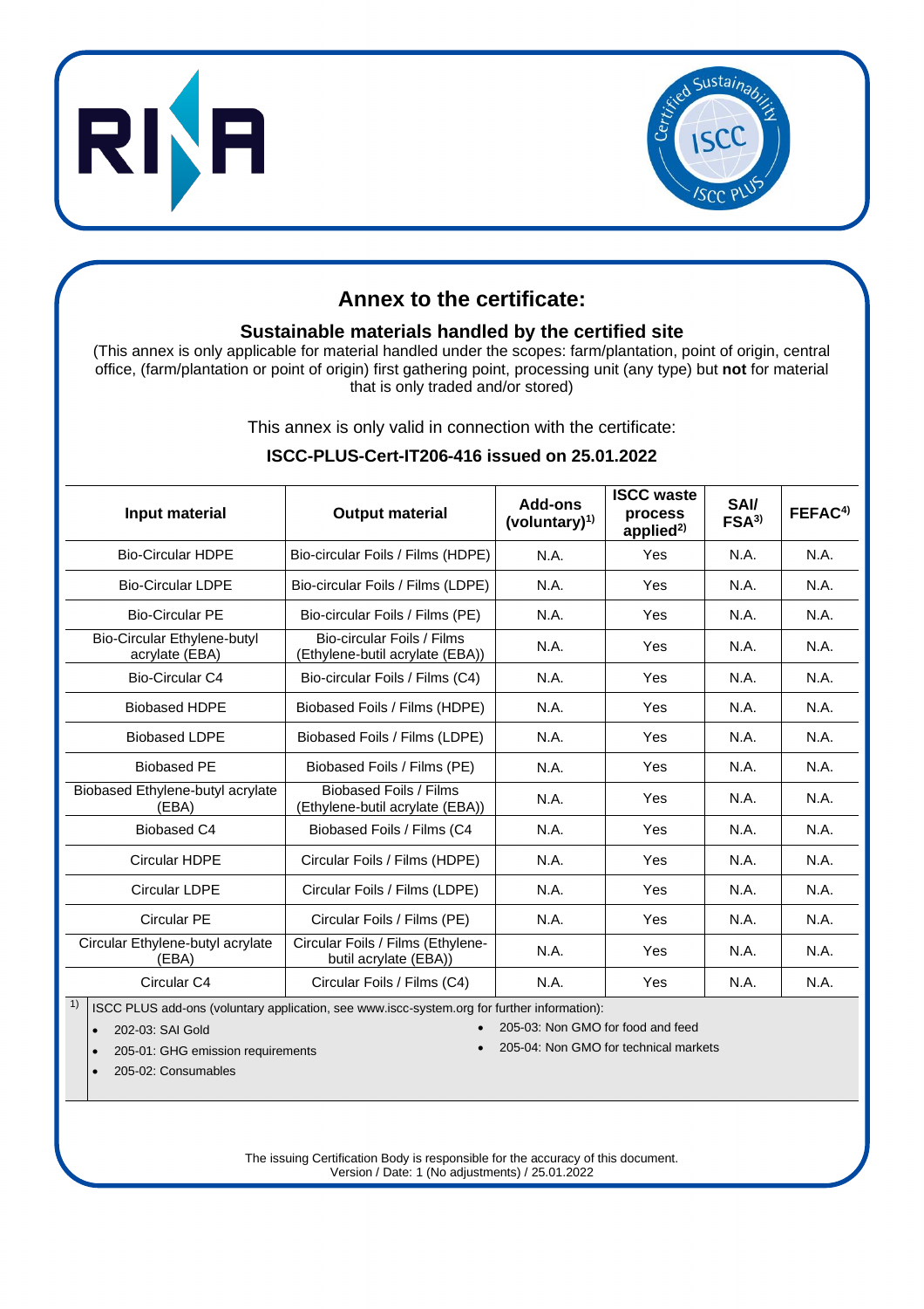# Annex to the certificate:

## Sustainable materials handled by the certified site

(This annex is only applicable for material handled under the scopes: farm/plantation, point of origin, central office, (farm/plantation or point of origin) first gathering point, processing unit (any type) but **not** for material that is only traded and/or stored)

This annex is only valid in connection with the certificate:

**ISCC-PLUS-Cert-IT206-416 issued on 25.01.2022**

| Input material | Output material | Add-ons (voluntary)[1] | ISCC waste process applied[2] | SAI/ FSA[3] | FEFAC[4] |
|---|---|---|---|---|---|
| Bio-Circular HDPE | Bio-circular Foils / Films (HDPE) | N.A. | Yes | N.A. | N.A. |
| Bio-Circular LDPE | Bio-circular Foils / Films (LDPE) | N.A. | Yes | N.A. | N.A. |
| Bio-Circular PE | Bio-circular Foils / Films (PE) | N.A. | Yes | N.A. | N.A. |
| Bio-Circular Ethylene-butyl acrylate (EBA) | Bio-circular Foils / Films (Ethylene-butil acrylate (EBA)) | N.A. | Yes | N.A. | N.A. |
| Bio-Circular C4 | Bio-circular Foils / Films (C4) | N.A. | Yes | N.A. | N.A. |
| Biobased HDPE | Biobased Foils / Films (HDPE) | N.A. | Yes | N.A. | N.A. |
| Biobased LDPE | Biobased Foils / Films (LDPE) | N.A. | Yes | N.A. | N.A. |
| Biobased PE | Biobased Foils / Films (PE) | N.A. | Yes | N.A. | N.A. |
| Biobased Ethylene-butyl acrylate (EBA) | Biobased Foils / Films (Ethylene-butil acrylate (EBA)) | N.A. | Yes | N.A. | N.A. |
| Biobased C4 | Biobased Foils / Films (C4 | N.A. | Yes | N.A. | N.A. |
| Circular HDPE | Circular Foils / Films (HDPE) | N.A. | Yes | N.A. | N.A. |
| Circular LDPE | Circular Foils / Films (LDPE) | N.A. | Yes | N.A. | N.A. |
| Circular PE | Circular Foils / Films (PE) | N.A. | Yes | N.A. | N.A. |
| Circular Ethylene-butyl acrylate (EBA) | Circular Foils / Films (Ethylene-butil acrylate (EBA)) | N.A. | Yes | N.A. | N.A. |
| Circular C4 | Circular Foils / Films (C4) | N.A. | Yes | N.A. | N.A. |

[1] ISCC PLUS add-ons (voluntary application, see www.iscc-system.org for further information):

- 202-03: SAI Gold
- 205-01: GHG emission requirements
- 205-02: Consumables
- 205-03: Non GMO for food and feed
- 205-04: Non GMO for technical markets

The issuing Certification Body is responsible for the accuracy of this document.
Version / Date: 1 (No adjustments) / 25.01.2022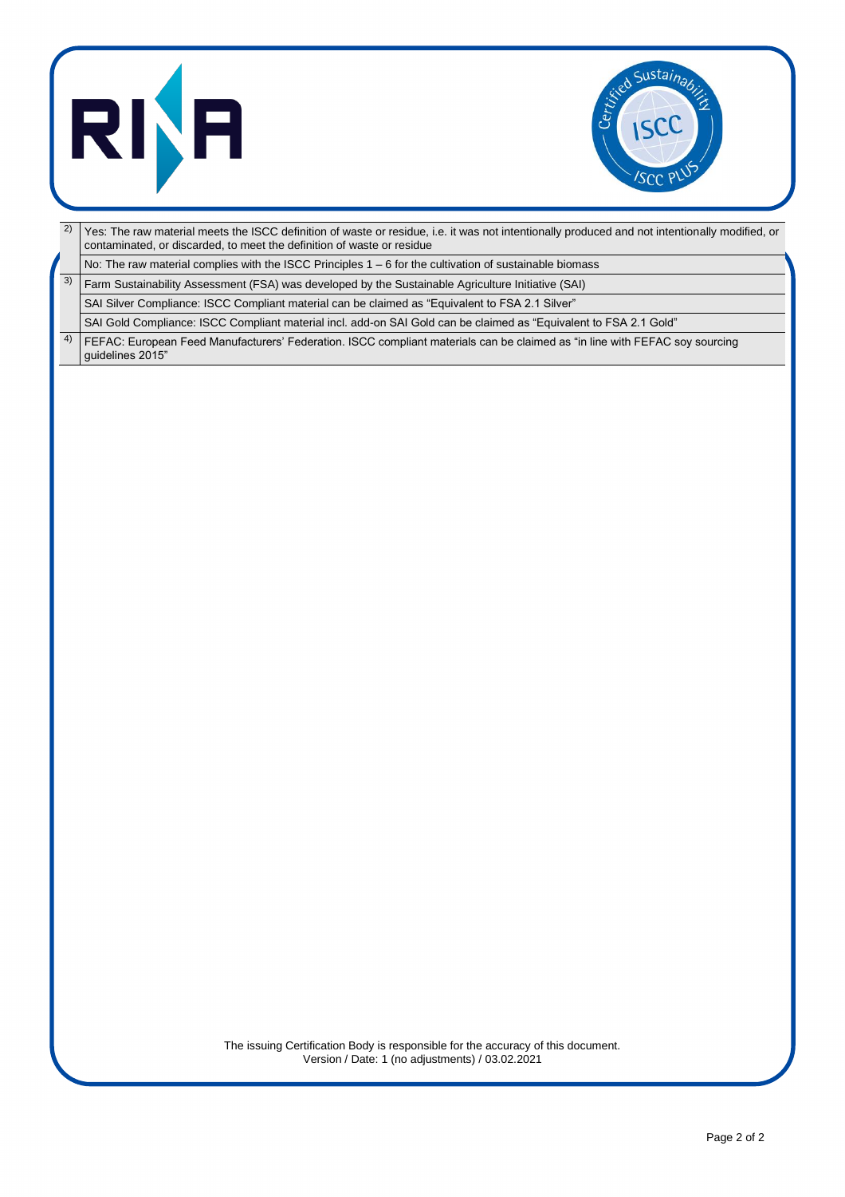| | |
|---|---|
| 2) | Yes: The raw material meets the ISCC definition of waste or residue, i.e. it was not intentionally produced and not intentionally modified, or contaminated, or discarded, to meet the definition of waste or residue |
| | No: The raw material complies with the ISCC Principles 1 – 6 for the cultivation of sustainable biomass |
| 3) | Farm Sustainability Assessment (FSA) was developed by the Sustainable Agriculture Initiative (SAI) |
| | SAI Silver Compliance: ISCC Compliant material can be claimed as "Equivalent to FSA 2.1 Silver" |
| | SAI Gold Compliance: ISCC Compliant material incl. add-on SAI Gold can be claimed as "Equivalent to FSA 2.1 Gold" |
| 4) | FEFAC: European Feed Manufacturers' Federation. ISCC compliant materials can be claimed as "in line with FEFAC soy sourcing guidelines 2015" |

The issuing Certification Body is responsible for the accuracy of this document.
Version / Date: 1 (no adjustments) / 03.02.2021